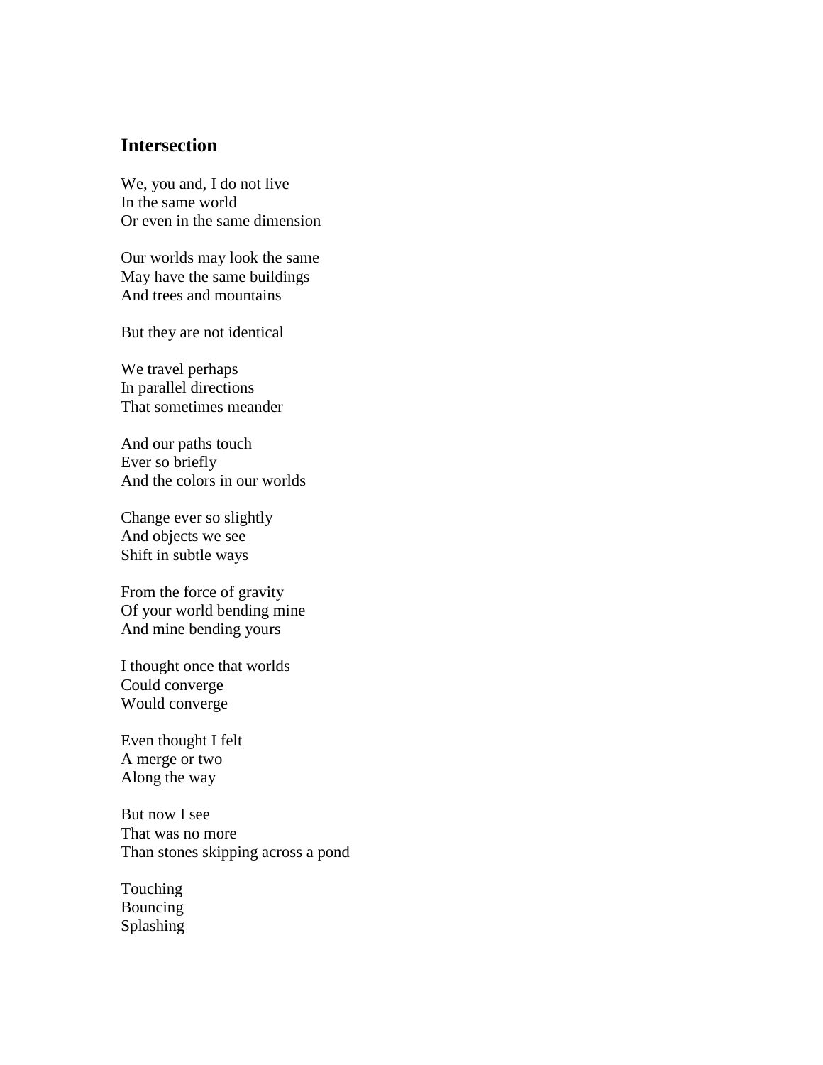## Intersection

We, you and, I do not live
In the same world
Or even in the same dimension

Our worlds may look the same
May have the same buildings
And trees and mountains

But they are not identical

We travel perhaps
In parallel directions
That sometimes meander

And our paths touch
Ever so briefly
And the colors in our worlds

Change ever so slightly
And objects we see
Shift in subtle ways

From the force of gravity
Of your world bending mine
And mine bending yours

I thought once that worlds
Could converge
Would converge

Even thought I felt
A merge or two
Along the way

But now I see
That was no more
Than stones skipping across a pond

Touching
Bouncing
Splashing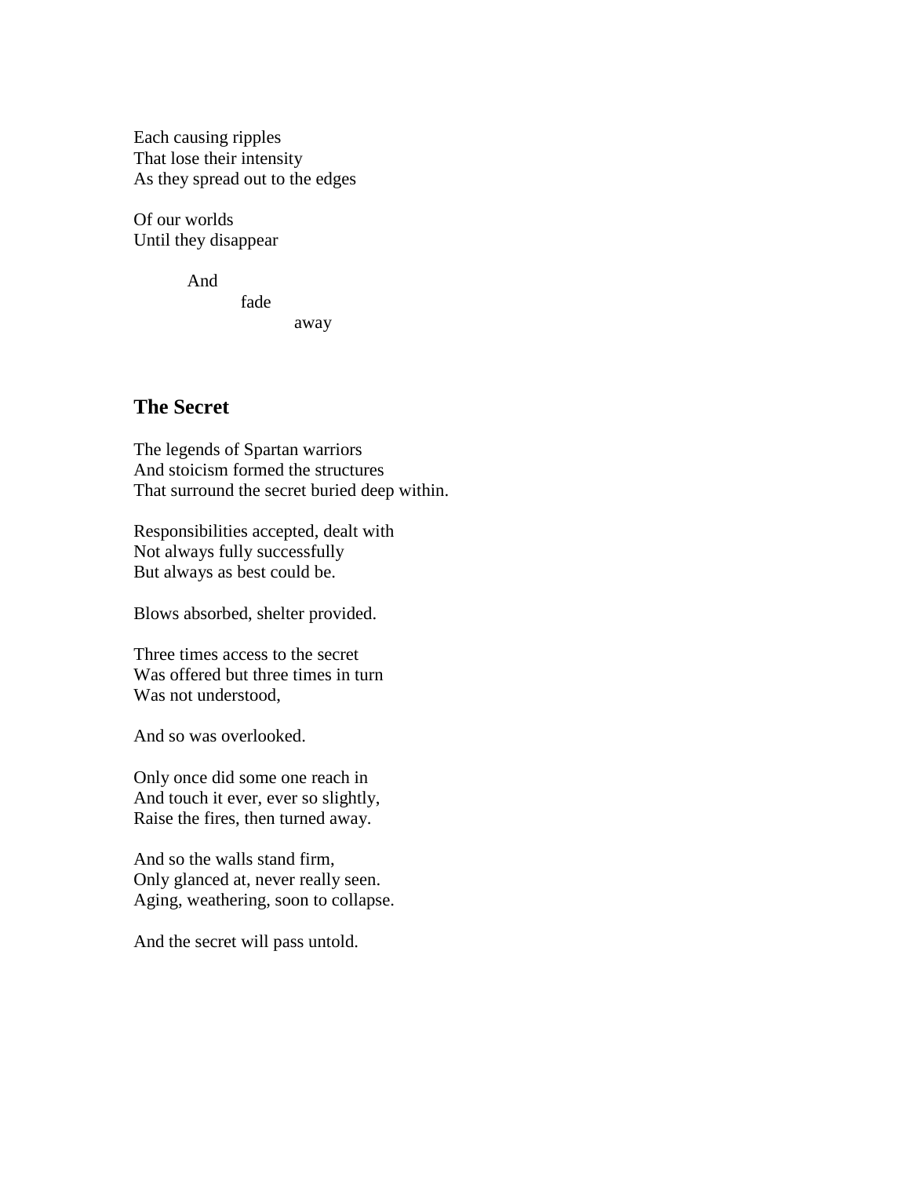Each causing ripples  
That lose their intensity  
As they spread out to the edges

Of our worlds  
Until they disappear

&nbsp;&nbsp;&nbsp;&nbsp;&nbsp;&nbsp;&nbsp;&nbsp;&nbsp;&nbsp;And  
&nbsp;&nbsp;&nbsp;&nbsp;&nbsp;&nbsp;&nbsp;&nbsp;&nbsp;&nbsp;&nbsp;&nbsp;&nbsp;&nbsp;&nbsp;&nbsp;&nbsp;&nbsp;&nbsp;&nbsp;fade  
&nbsp;&nbsp;&nbsp;&nbsp;&nbsp;&nbsp;&nbsp;&nbsp;&nbsp;&nbsp;&nbsp;&nbsp;&nbsp;&nbsp;&nbsp;&nbsp;&nbsp;&nbsp;&nbsp;&nbsp;&nbsp;&nbsp;&nbsp;&nbsp;&nbsp;&nbsp;&nbsp;&nbsp;&nbsp;&nbsp;away

## The Secret

The legends of Spartan warriors  
And stoicism formed the structures  
That surround the secret buried deep within.

Responsibilities accepted, dealt with  
Not always fully successfully  
But always as best could be.

Blows absorbed, shelter provided.

Three times access to the secret  
Was offered but three times in turn  
Was not understood,

And so was overlooked.

Only once did some one reach in  
And touch it ever, ever so slightly,  
Raise the fires, then turned away.

And so the walls stand firm,  
Only glanced at, never really seen.  
Aging, weathering, soon to collapse.

And the secret will pass untold.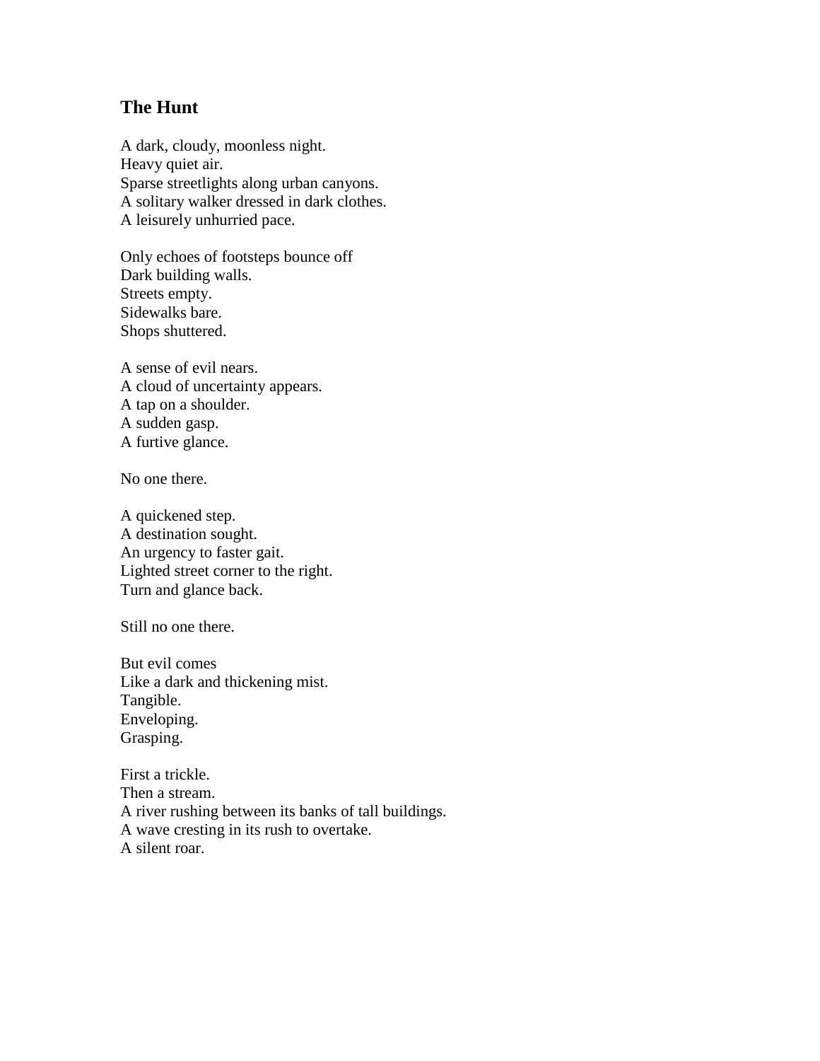## The Hunt

A dark, cloudy, moonless night.  
Heavy quiet air.  
Sparse streetlights along urban canyons.  
A solitary walker dressed in dark clothes.  
A leisurely unhurried pace.

Only echoes of footsteps bounce off  
Dark building walls.  
Streets empty.  
Sidewalks bare.  
Shops shuttered.

A sense of evil nears.  
A cloud of uncertainty appears.  
A tap on a shoulder.  
A sudden gasp.  
A furtive glance.

No one there.

A quickened step.  
A destination sought.  
An urgency to faster gait.  
Lighted street corner to the right.  
Turn and glance back.

Still no one there.

But evil comes  
Like a dark and thickening mist.  
Tangible.  
Enveloping.  
Grasping.

First a trickle.  
Then a stream.  
A river rushing between its banks of tall buildings.  
A wave cresting in its rush to overtake.  
A silent roar.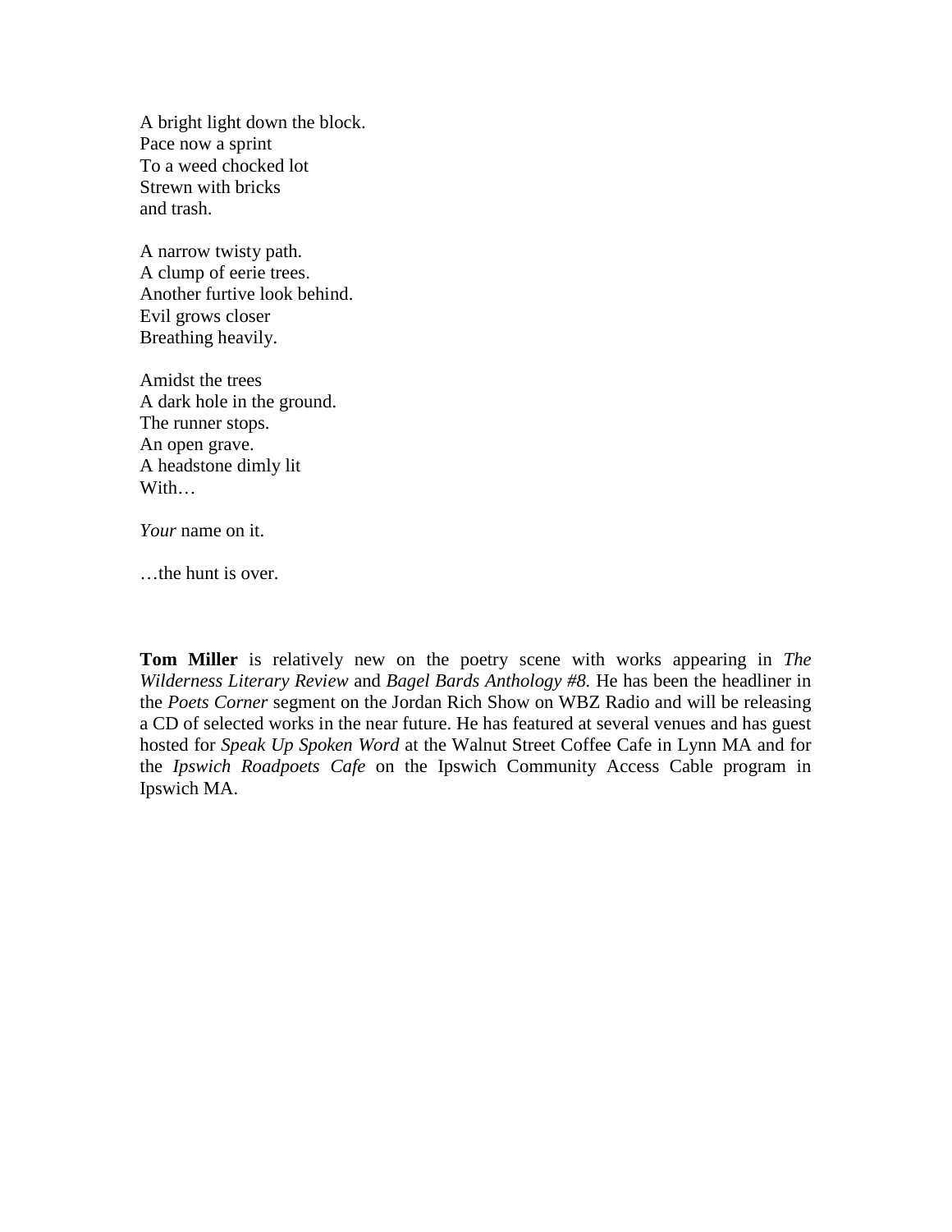A bright light down the block.  
Pace now a sprint  
To a weed chocked lot  
Strewn with bricks  
and trash.

A narrow twisty path.  
A clump of eerie trees.  
Another furtive look behind.  
Evil grows closer  
Breathing heavily.

Amidst the trees  
A dark hole in the ground.  
The runner stops.  
An open grave.  
A headstone dimly lit  
With…

*Your* name on it.

…the hunt is over.

**Tom Miller** is relatively new on the poetry scene with works appearing in *The Wilderness Literary Review* and *Bagel Bards Anthology #8.* He has been the headliner in the *Poets Corner* segment on the Jordan Rich Show on WBZ Radio and will be releasing a CD of selected works in the near future. He has featured at several venues and has guest hosted for *Speak Up Spoken Word* at the Walnut Street Coffee Cafe in Lynn MA and for the *Ipswich Roadpoets Cafe* on the Ipswich Community Access Cable program in Ipswich MA.